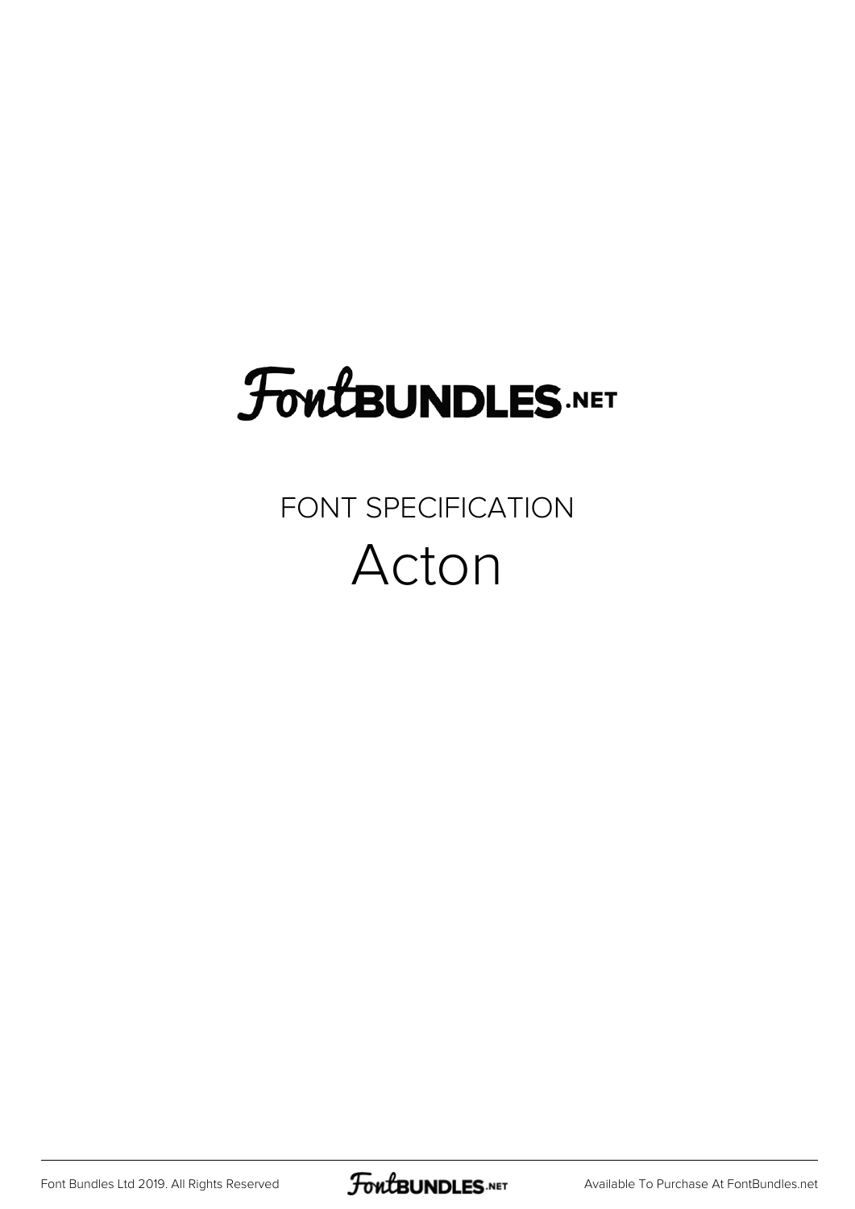FontBUNDLES.NET

FONT SPECIFICATION

# Acton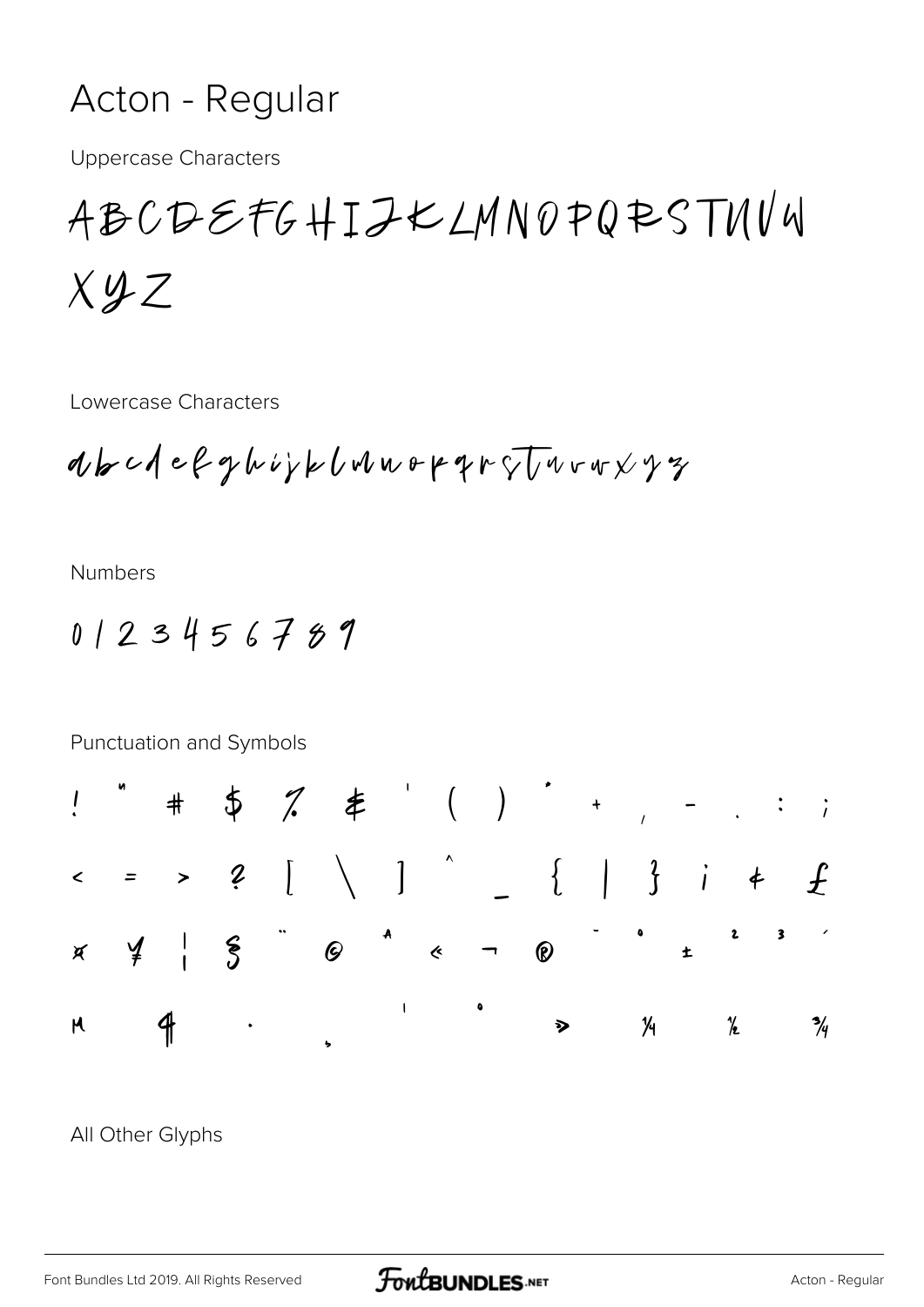# Acton - Regular

Uppercase Characters

ABCDEFGHIJKLMNOPQRSTUVW

XYZ

Lowercase Characters

abcdefghijklmnopqrstuvwxyz

Numbers

0123456789

Punctuation and Symbols

! " # $ % & ' ( ) * + , - . : ;

< = > ? [ \ ] ^ _ { | } ¡ ¢ £

¤ ¥ ¦ § ¨ © ª « ¬ ® ¯ ° ± ² ³ ´

µ ¶ · ¸ ¹ º » ¼ ½ ¾

All Other Glyphs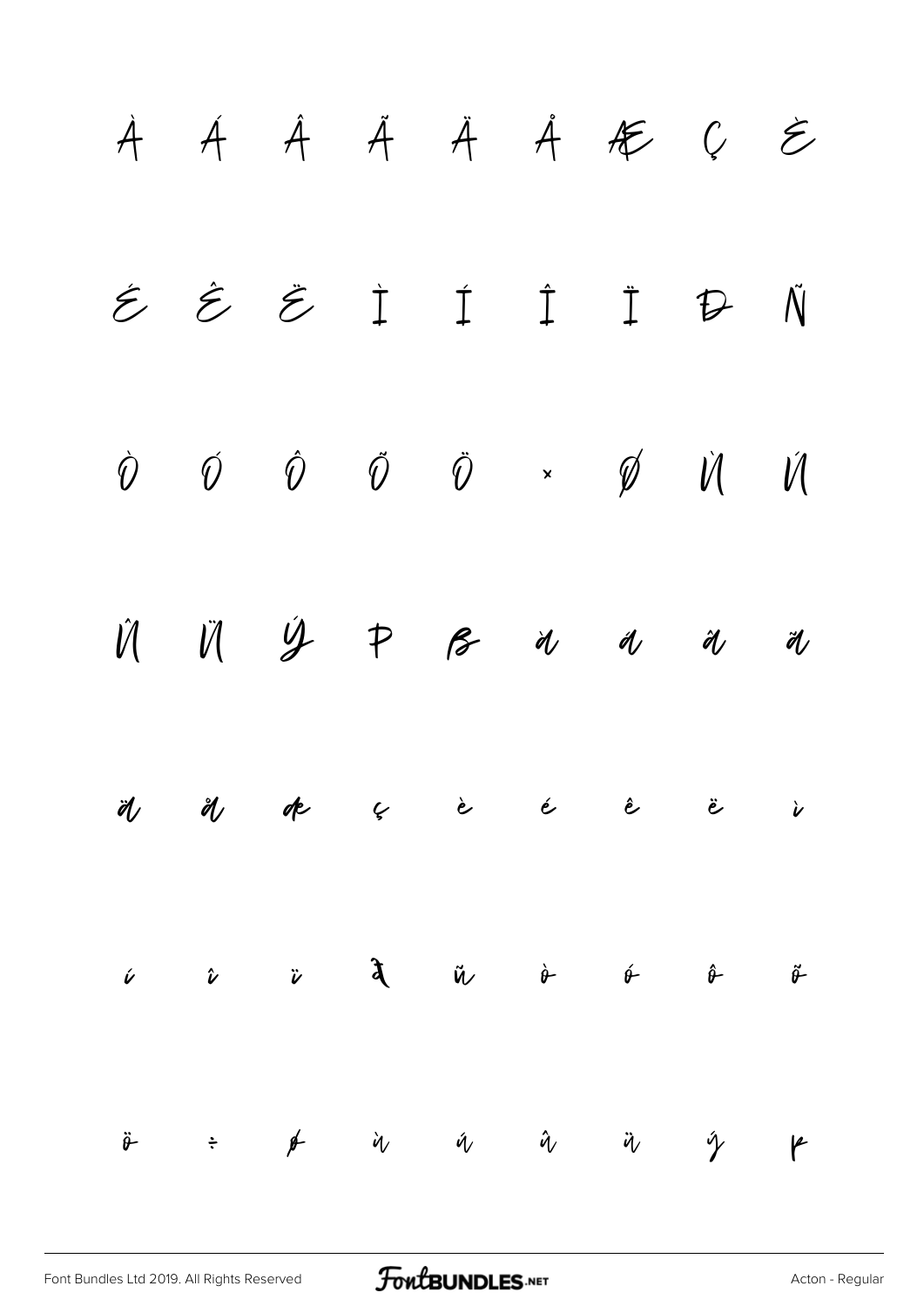À Á Â Ã Ä Å Æ Ç È

É Ê Ë Ì Í Î Ï Ð Ñ

Ò Ó Ô Õ Ö × Ø Ù Ú

Û Ü Ý Þ ß à á â ã

ä å æ ç è é ê ë ì

í î ï ð ñ ò ó ô õ

ö ÷ ø ù ú û ü ý þ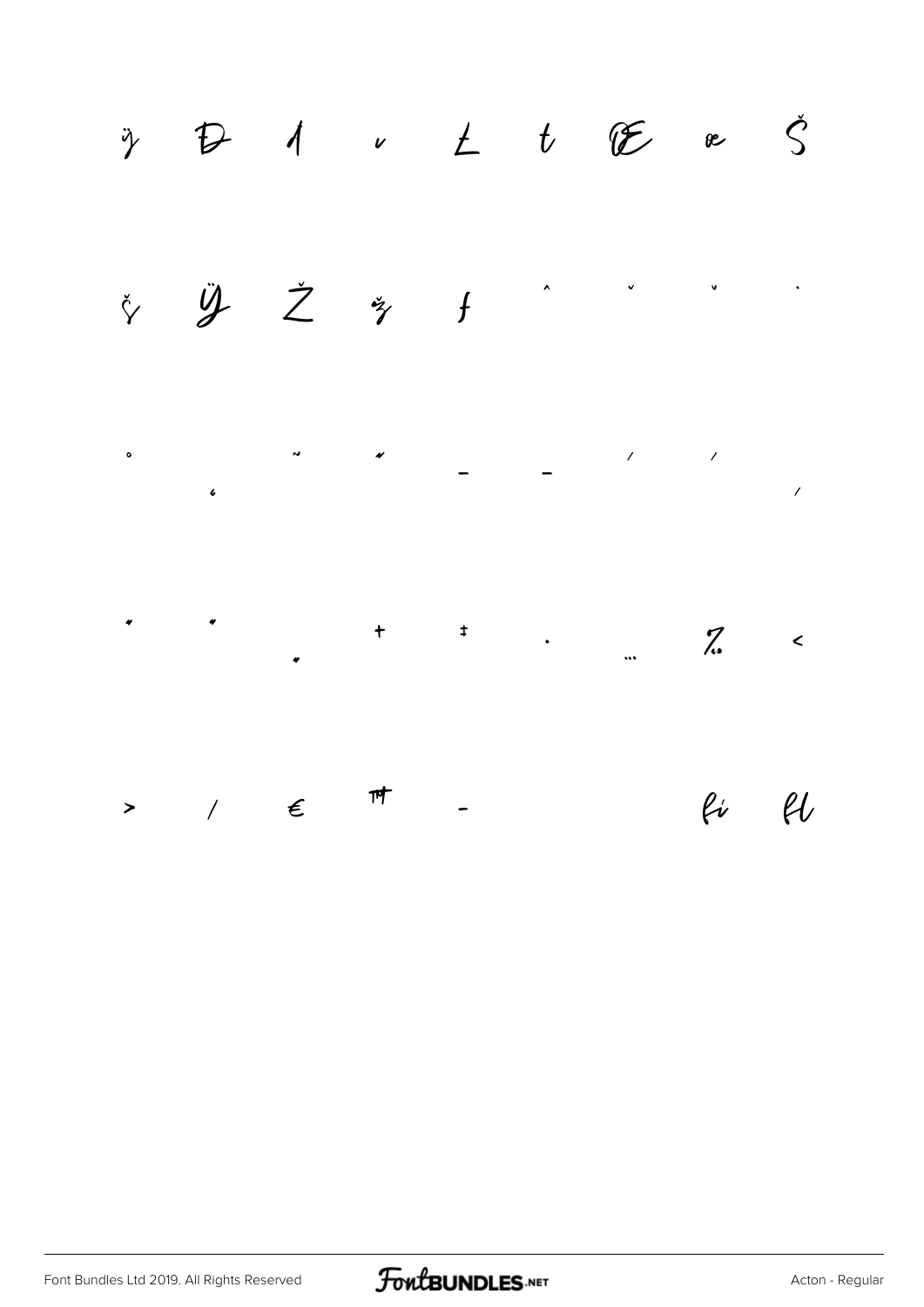ÿ Đ đ ı Ł ł Œ œ Š

š Ÿ Ž ž ƒ ˆ ˇ ˘ ˙

˚ ˛ ˜ ˝ – — ‘ ’ ‚

“ ” „ † ‡ • … ‰ ‹

› ⁄ € ™ − ﬁ ﬂ